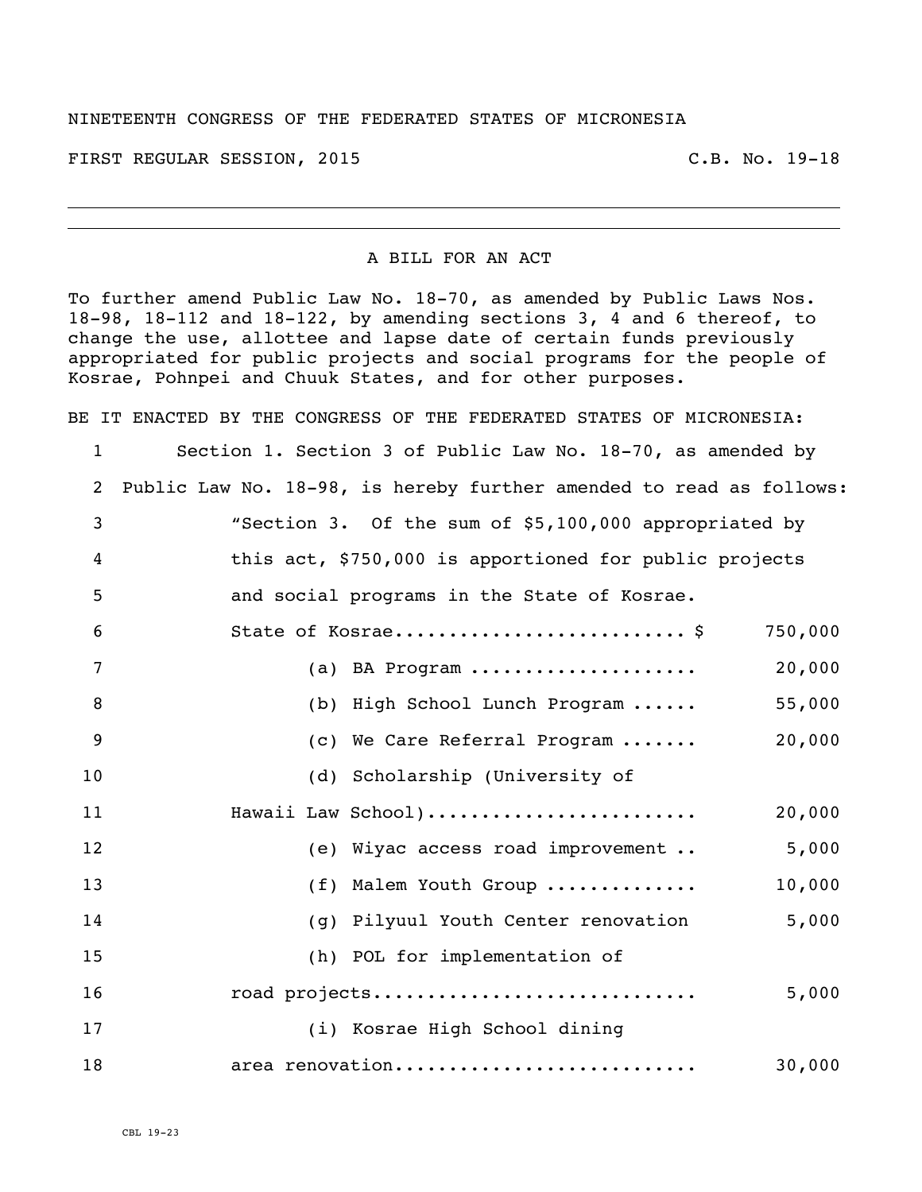NINETEENTH CONGRESS OF THE FEDERATED STATES OF MICRONESIA

FIRST REGULAR SESSION, 2015 C.B. No. 19-18

---

A BILL FOR AN ACT

To further amend Public Law No. 18-70, as amended by Public Laws Nos. 18-98, 18-112 and 18-122, by amending sections 3, 4 and 6 thereof, to change the use, allottee and lapse date of certain funds previously appropriated for public projects and social programs for the people of Kosrae, Pohnpei and Chuuk States, and for other purposes.

BE IT ENACTED BY THE CONGRESS OF THE FEDERATED STATES OF MICRONESIA:

1 Section 1. Section 3 of Public Law No. 18-70, as amended by
2 Public Law No. 18-98, is hereby further amended to read as follows:
3 "Section 3. Of the sum of $5,100,000 appropriated by
4 this act, $750,000 is apportioned for public projects
5 and social programs in the State of Kosrae.

| Line | Item | Amount |
|---|---|---|
| 6 | State of Kosrae.......................... $ | 750,000 |
| 7 | (a) BA Program .................... | 20,000 |
| 8 | (b) High School Lunch Program ...... | 55,000 |
| 9 | (c) We Care Referral Program ....... | 20,000 |
| 10–11 | (d) Scholarship (University of Hawaii Law School)........................ | 20,000 |
| 12 | (e) Wiyac access road improvement .. | 5,000 |
| 13 | (f) Malem Youth Group ............. | 10,000 |
| 14 | (g) Pilyuul Youth Center renovation | 5,000 |
| 15–16 | (h) POL for implementation of road projects............................ | 5,000 |
| 17–18 | (i) Kosrae High School dining area renovation........................... | 30,000 |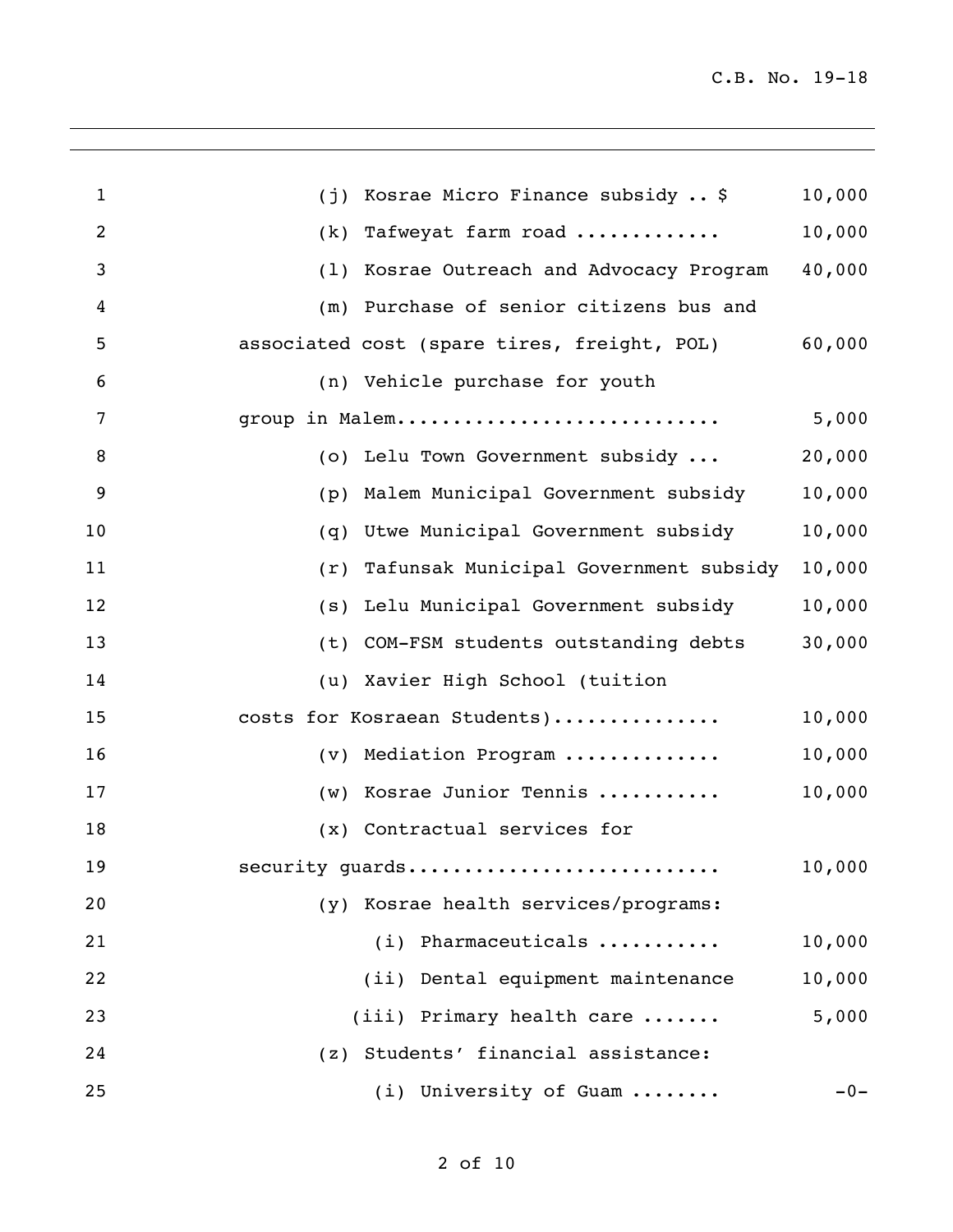| Item | Amount |
|---|---|
| (j) Kosrae Micro Finance subsidy .. $ | 10,000 |
| (k) Tafweyat farm road ............ | 10,000 |
| (l) Kosrae Outreach and Advocacy Program | 40,000 |
| (m) Purchase of senior citizens bus and associated cost (spare tires, freight, POL) | 60,000 |
| (n) Vehicle purchase for youth group in Malem........................... | 5,000 |
| (o) Lelu Town Government subsidy ... | 20,000 |
| (p) Malem Municipal Government subsidy | 10,000 |
| (q) Utwe Municipal Government subsidy | 10,000 |
| (r) Tafunsak Municipal Government subsidy | 10,000 |
| (s) Lelu Municipal Government subsidy | 10,000 |
| (t) COM-FSM students outstanding debts | 30,000 |
| (u) Xavier High School (tuition costs for Kosraean Students).............. | 10,000 |
| (v) Mediation Program ............. | 10,000 |
| (w) Kosrae Junior Tennis .......... | 10,000 |
| (x) Contractual services for security guards.......................... | 10,000 |
| (y) Kosrae health services/programs: | |
| (i) Pharmaceuticals .......... | 10,000 |
| (ii) Dental equipment maintenance | 10,000 |
| (iii) Primary health care ....... | 5,000 |
| (z) Students' financial assistance: | |
| (i) University of Guam ........ | -0- |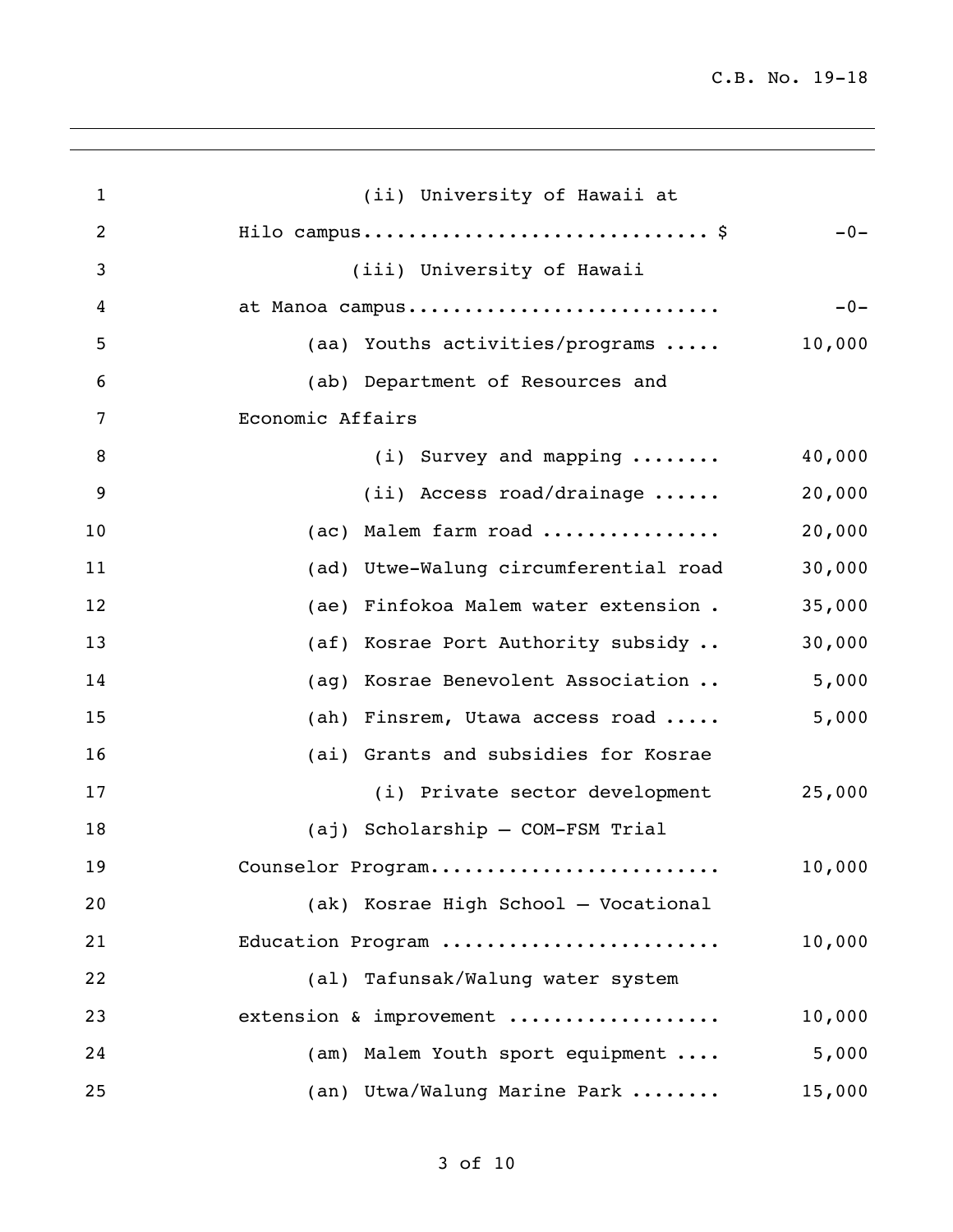(ii) University of Hawaii at Hilo campus.............................. $ -0-

(iii) University of Hawaii at Manoa campus........................... -0-

(aa) Youths activities/programs ..... 10,000

(ab) Department of Resources and Economic Affairs

(i) Survey and mapping ........ 40,000

(ii) Access road/drainage ...... 20,000

(ac) Malem farm road ............... 20,000

(ad) Utwe-Walung circumferential road 30,000

(ae) Finfokoa Malem water extension . 35,000

(af) Kosrae Port Authority subsidy .. 30,000

(ag) Kosrae Benevolent Association .. 5,000

(ah) Finsrem, Utawa access road ..... 5,000

(ai) Grants and subsidies for Kosrae

(i) Private sector development 25,000

(aj) Scholarship – COM-FSM Trial Counselor Program......................... 10,000

(ak) Kosrae High School – Vocational Education Program ........................ 10,000

(al) Tafunsak/Walung water system extension & improvement .................. 10,000

(am) Malem Youth sport equipment .... 5,000

(an) Utwa/Walung Marine Park ........ 15,000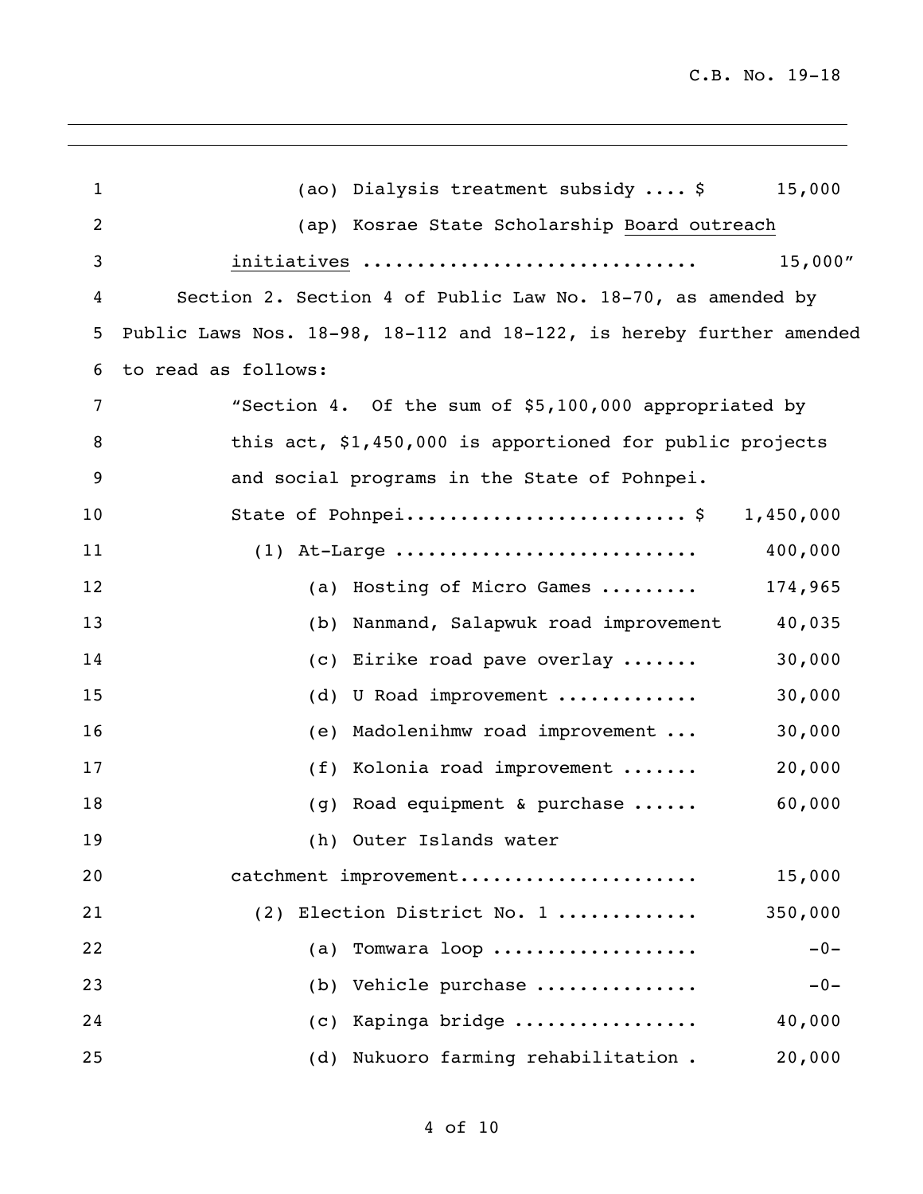(ao) Dialysis treatment subsidy .... $ 15,000

(ap) Kosrae State Scholarship <u>Board outreach initiatives</u> .............................. 15,000"

Section 2. Section 4 of Public Law No. 18-70, as amended by Public Laws Nos. 18-98, 18-112 and 18-122, is hereby further amended to read as follows:

"Section 4. Of the sum of $5,100,000 appropriated by this act, $1,450,000 is apportioned for public projects and social programs in the State of Pohnpei.

| | |
|---|---|
| State of Pohnpei......................... $ | 1,450,000 |
| (1) At-Large ........................... | 400,000 |
| (a) Hosting of Micro Games ......... | 174,965 |
| (b) Nanmand, Salapwuk road improvement | 40,035 |
| (c) Eirike road pave overlay ....... | 30,000 |
| (d) U Road improvement ............ | 30,000 |
| (e) Madolenihmw road improvement ... | 30,000 |
| (f) Kolonia road improvement ....... | 20,000 |
| (g) Road equipment & purchase ...... | 60,000 |
| (h) Outer Islands water catchment improvement..................... | 15,000 |
| (2) Election District No. 1 ............ | 350,000 |
| (a) Tomwara loop .................. | -0- |
| (b) Vehicle purchase .............. | -0- |
| (c) Kapinga bridge ................ | 40,000 |
| (d) Nukuoro farming rehabilitation . | 20,000 |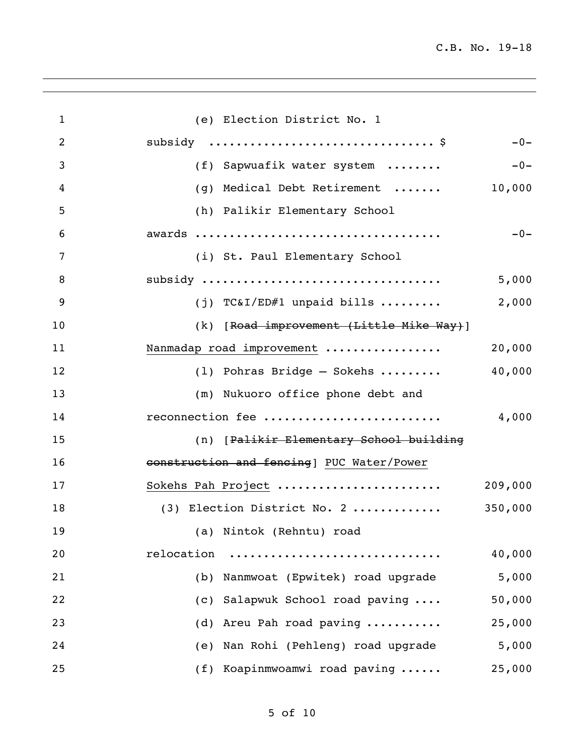(e) Election District No. 1 subsidy ................................ $ -0-

(f) Sapwuafik water system ........ -0-

(g) Medical Debt Retirement ....... 10,000

(h) Palikir Elementary School awards .................................. -0-

(i) St. Paul Elementary School subsidy .................................. 5,000

(j) TC&I/ED#1 unpaid bills ......... 2,000

(k) [~~Road improvement (Little Mike Way)~~] <u>Nanmadap road improvement</u> ................ 20,000

(l) Pohras Bridge – Sokehs ......... 40,000

(m) Nukuoro office phone debt and reconnection fee ......................... 4,000

(n) [~~Palikir Elementary School building construction and fencing~~] <u>PUC Water/Power Sokehs Pah Project</u> ....................... 209,000

(3) Election District No. 2 ............ 350,000

(a) Nintok (Rehntu) road relocation .............................. 40,000

(b) Nanmwoat (Epwitek) road upgrade 5,000

(c) Salapwuk School road paving .... 50,000

(d) Areu Pah road paving .......... 25,000

(e) Nan Rohi (Pehleng) road upgrade 5,000

(f) Koapinmwoamwi road paving ...... 25,000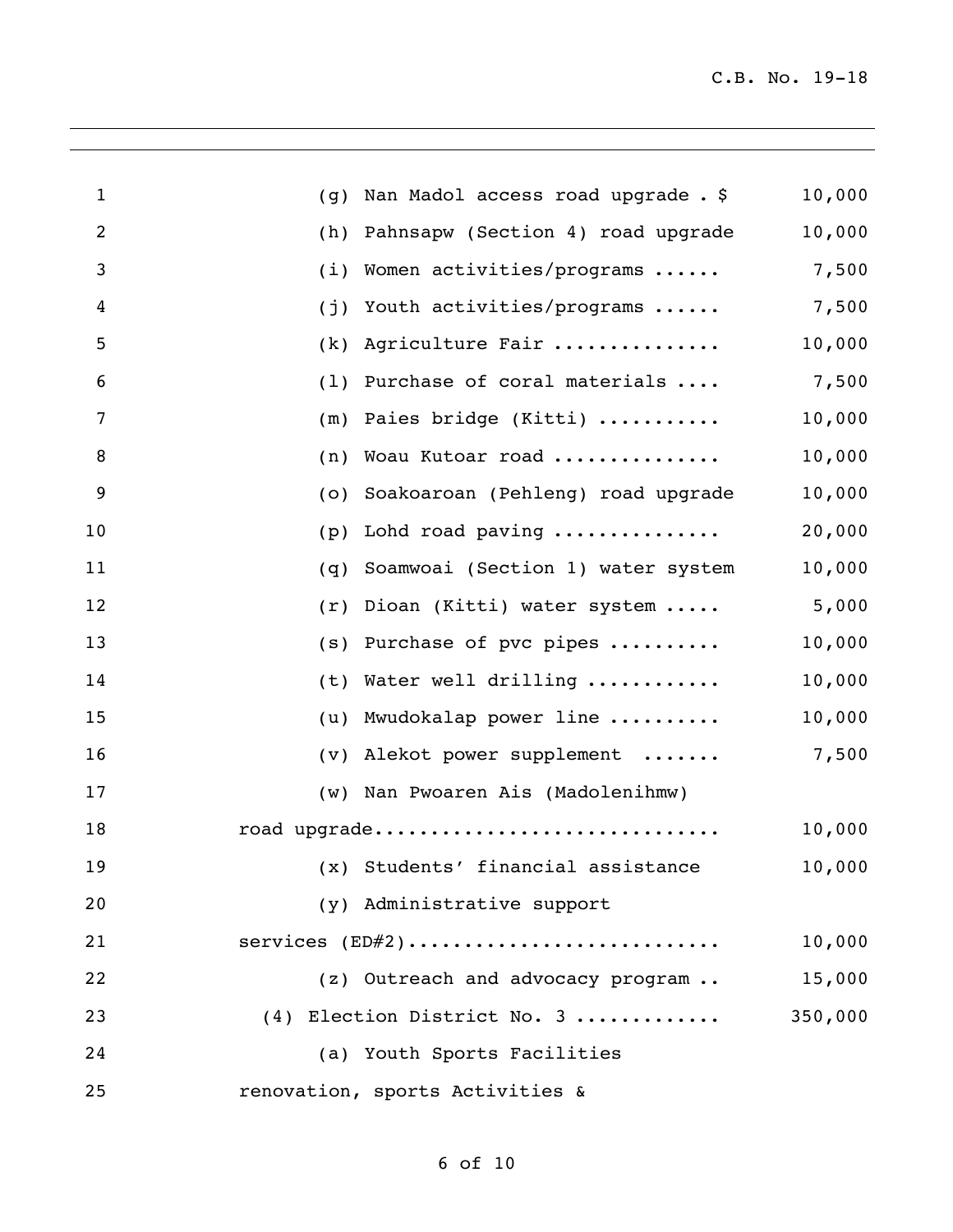(g) Nan Madol access road upgrade . $ 10,000

(h) Pahnsapw (Section 4) road upgrade 10,000

(i) Women activities/programs ...... 7,500

(j) Youth activities/programs ...... 7,500

(k) Agriculture Fair ............... 10,000

(l) Purchase of coral materials .... 7,500

(m) Paies bridge (Kitti) ........... 10,000

(n) Woau Kutoar road ............... 10,000

(o) Soakoaroan (Pehleng) road upgrade 10,000

(p) Lohd road paving .............. 20,000

(q) Soamwoai (Section 1) water system 10,000

(r) Dioan (Kitti) water system ..... 5,000

(s) Purchase of pvc pipes .......... 10,000

(t) Water well drilling ............ 10,000

(u) Mwudokalap power line .......... 10,000

(v) Alekot power supplement ....... 7,500

(w) Nan Pwoaren Ais (Madolenihmw) road upgrade.............................. 10,000

(x) Students' financial assistance 10,000

(y) Administrative support services (ED#2)........................... 10,000

(z) Outreach and advocacy program .. 15,000

(4) Election District No. 3 ............ 350,000

(a) Youth Sports Facilities renovation, sports Activities &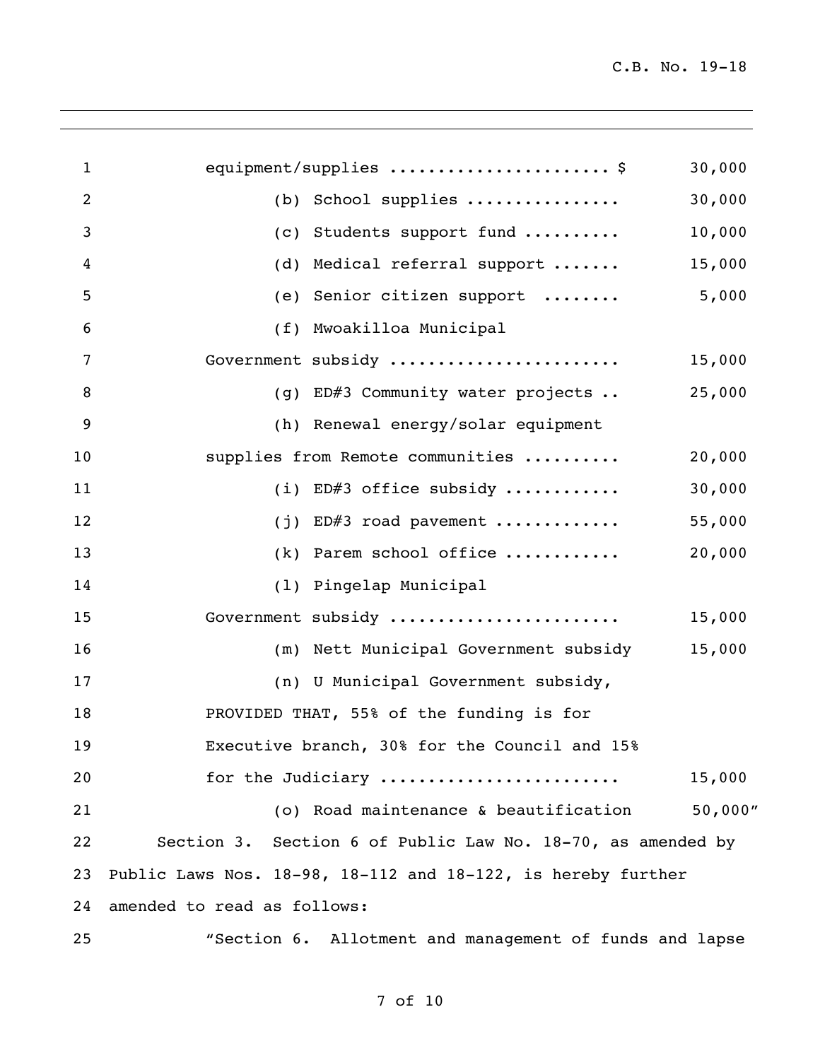equipment/supplies ...................... $ 30,000

(b) School supplies ............... 30,000

(c) Students support fund .......... 10,000

(d) Medical referral support ....... 15,000

(e) Senior citizen support ........ 5,000

(f) Mwoakilloa Municipal Government subsidy ....................... 15,000

(g) ED#3 Community water projects .. 25,000

(h) Renewal energy/solar equipment supplies from Remote communities .......... 20,000

(i) ED#3 office subsidy ........... 30,000

(j) ED#3 road pavement ............. 55,000

(k) Parem school office ............ 20,000

(l) Pingelap Municipal Government subsidy ....................... 15,000

(m) Nett Municipal Government subsidy 15,000

(n) U Municipal Government subsidy, PROVIDED THAT, 55% of the funding is for Executive branch, 30% for the Council and 15% for the Judiciary ........................ 15,000

(o) Road maintenance & beautification 50,000"

Section 3. Section 6 of Public Law No. 18-70, as amended by Public Laws Nos. 18-98, 18-112 and 18-122, is hereby further amended to read as follows:

"Section 6. Allotment and management of funds and lapse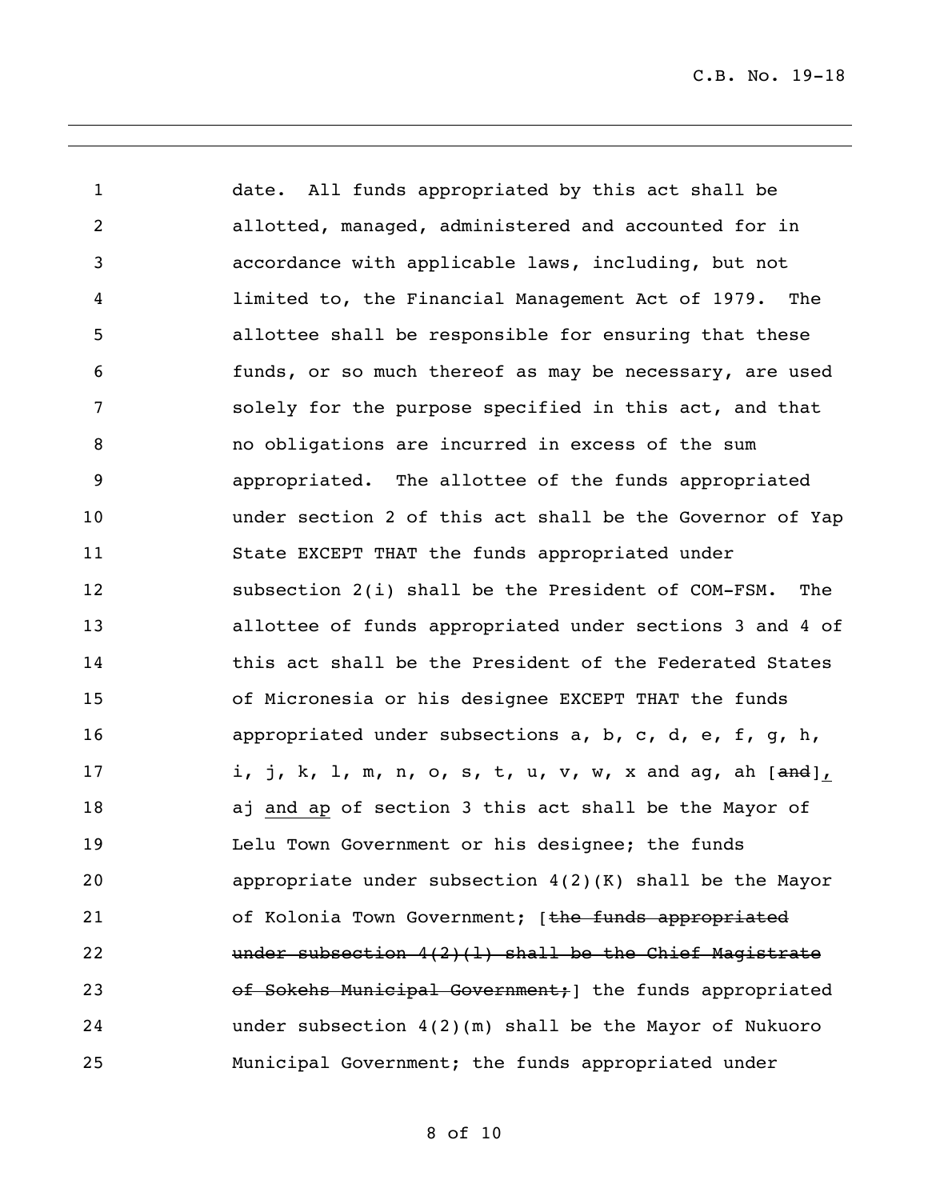date. All funds appropriated by this act shall be allotted, managed, administered and accounted for in accordance with applicable laws, including, but not limited to, the Financial Management Act of 1979. The allottee shall be responsible for ensuring that these funds, or so much thereof as may be necessary, are used solely for the purpose specified in this act, and that no obligations are incurred in excess of the sum appropriated. The allottee of the funds appropriated under section 2 of this act shall be the Governor of Yap State EXCEPT THAT the funds appropriated under subsection 2(i) shall be the President of COM-FSM. The allottee of funds appropriated under sections 3 and 4 of this act shall be the President of the Federated States of Micronesia or his designee EXCEPT THAT the funds appropriated under subsections a, b, c, d, e, f, g, h, i, j, k, l, m, n, o, s, t, u, v, w, x and ag, ah [~~and~~]<u>,</u> aj <u>and ap</u> of section 3 this act shall be the Mayor of Lelu Town Government or his designee; the funds appropriate under subsection 4(2)(K) shall be the Mayor of Kolonia Town Government; [~~the funds appropriated under subsection 4(2)(l) shall be the Chief Magistrate of Sokehs Municipal Government;~~] the funds appropriated under subsection 4(2)(m) shall be the Mayor of Nukuoro Municipal Government; the funds appropriated under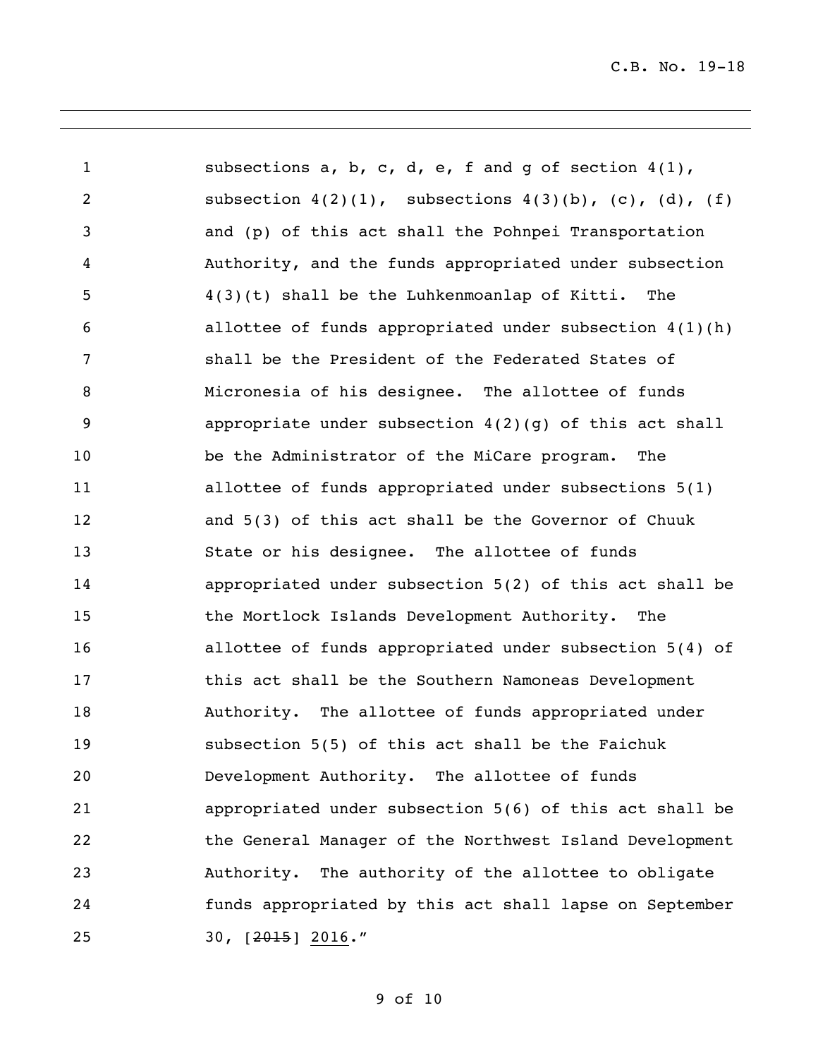subsections a, b, c, d, e, f and g of section 4(1), subsection 4(2)(1), subsections 4(3)(b), (c), (d), (f) and (p) of this act shall the Pohnpei Transportation Authority, and the funds appropriated under subsection 4(3)(t) shall be the Luhkenmoanlap of Kitti. The allottee of funds appropriated under subsection 4(1)(h) shall be the President of the Federated States of Micronesia of his designee. The allottee of funds appropriate under subsection 4(2)(g) of this act shall be the Administrator of the MiCare program. The allottee of funds appropriated under subsections 5(1) and 5(3) of this act shall be the Governor of Chuuk State or his designee. The allottee of funds appropriated under subsection 5(2) of this act shall be the Mortlock Islands Development Authority. The allottee of funds appropriated under subsection 5(4) of this act shall be the Southern Namoneas Development Authority. The allottee of funds appropriated under subsection 5(5) of this act shall be the Faichuk Development Authority. The allottee of funds appropriated under subsection 5(6) of this act shall be the General Manager of the Northwest Island Development Authority. The authority of the allottee to obligate funds appropriated by this act shall lapse on September 30, [~~2015~~] <u>2016</u>."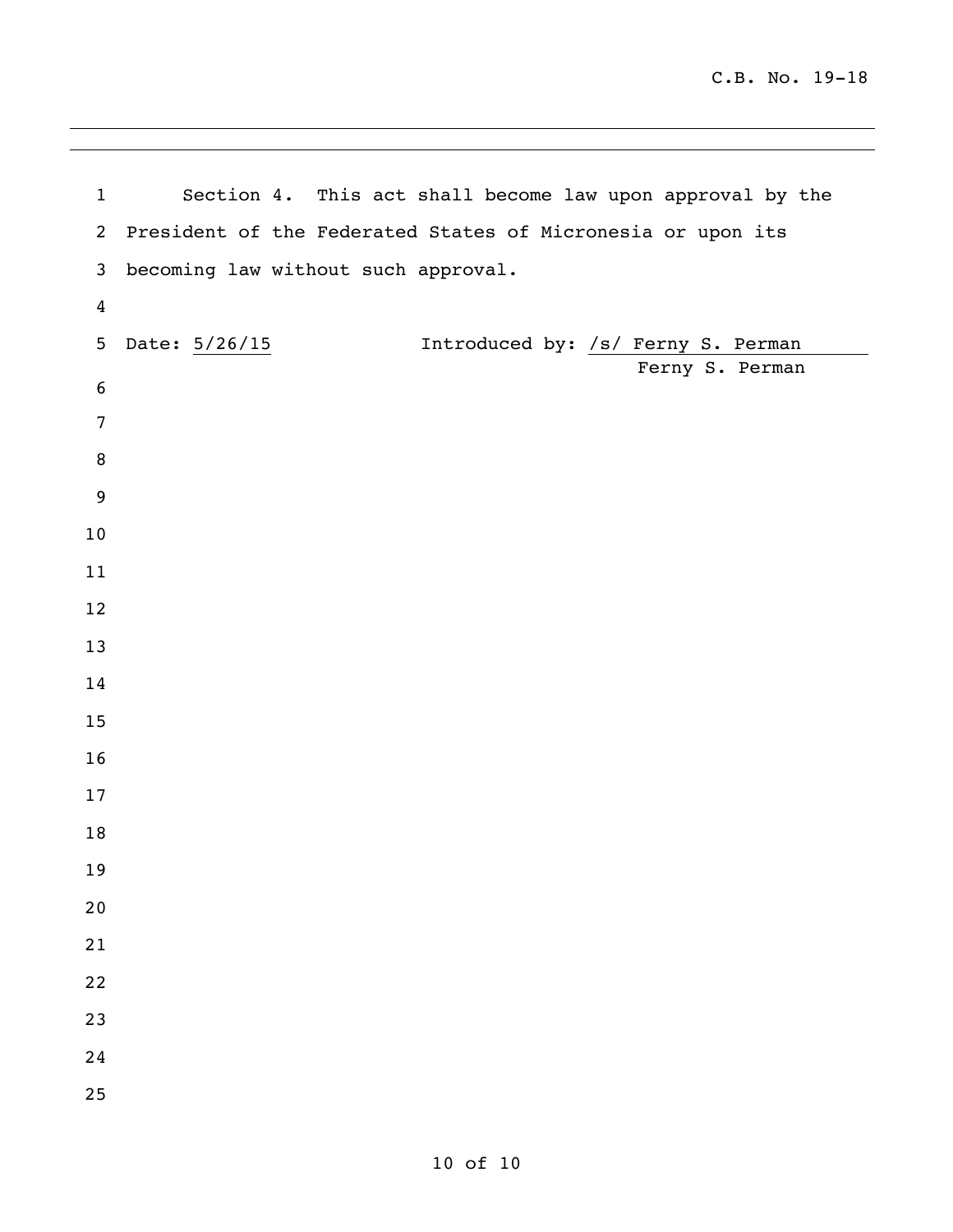Section 4. This act shall become law upon approval by the President of the Federated States of Micronesia or upon its becoming law without such approval.

Date: 5/26/15

Introduced by: /s/ Ferny S. Perman
Ferny S. Perman